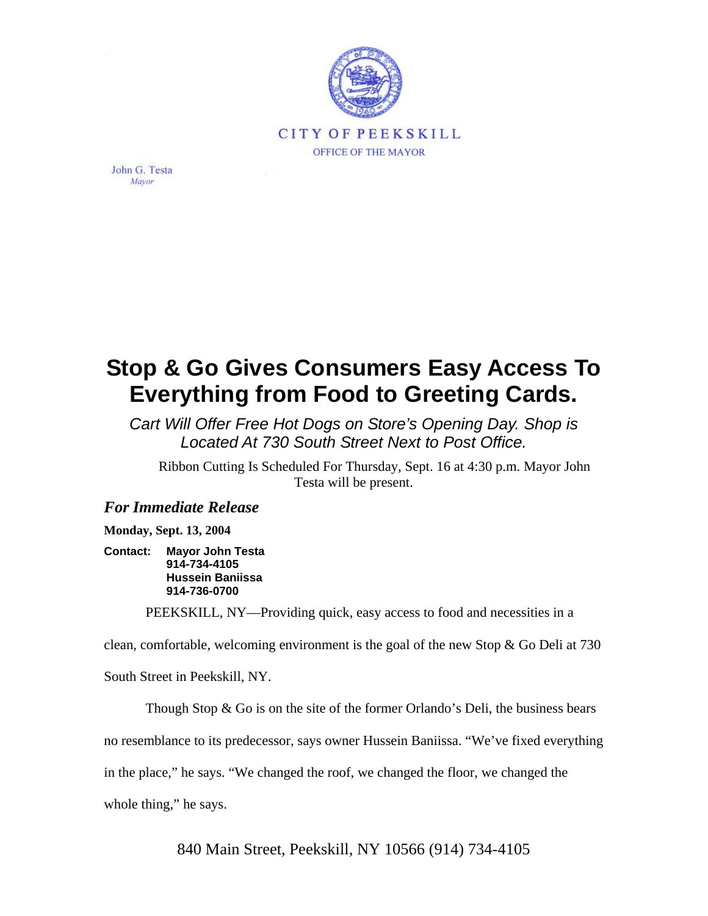CITY OF PEEKSKILL

OFFICE OF THE MAYOR

John G. Testa
*Mayor*

# Stop & Go Gives Consumers Easy Access To Everything from Food to Greeting Cards.

*Cart Will Offer Free Hot Dogs on Store's Opening Day. Shop is Located At 730 South Street Next to Post Office.*

Ribbon Cutting Is Scheduled For Thursday, Sept. 16 at 4:30 p.m. Mayor John Testa will be present.

## *For Immediate Release*

**Monday, Sept. 13, 2004**

**Contact:** **Mayor John Testa**
**914-734-4105**
**Hussein Baniissa**
**914-736-0700**

PEEKSKILL, NY—Providing quick, easy access to food and necessities in a clean, comfortable, welcoming environment is the goal of the new Stop & Go Deli at 730 South Street in Peekskill, NY.

Though Stop & Go is on the site of the former Orlando's Deli, the business bears no resemblance to its predecessor, says owner Hussein Baniissa. "We've fixed everything in the place," he says. "We changed the roof, we changed the floor, we changed the whole thing," he says.

840 Main Street, Peekskill, NY 10566 (914) 734-4105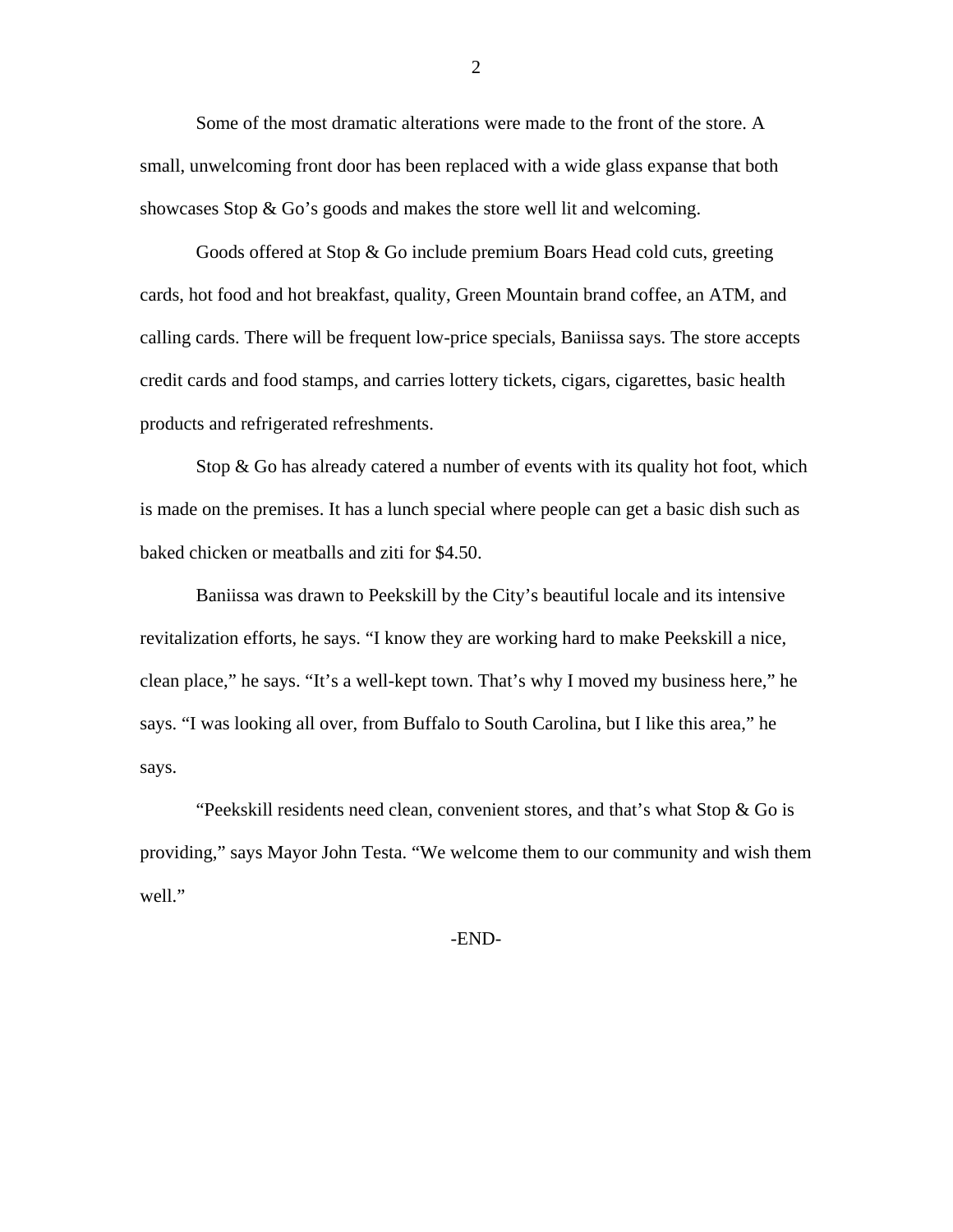Some of the most dramatic alterations were made to the front of the store. A small, unwelcoming front door has been replaced with a wide glass expanse that both showcases Stop & Go's goods and makes the store well lit and welcoming.

Goods offered at Stop & Go include premium Boars Head cold cuts, greeting cards, hot food and hot breakfast, quality, Green Mountain brand coffee, an ATM, and calling cards. There will be frequent low-price specials, Baniissa says. The store accepts credit cards and food stamps, and carries lottery tickets, cigars, cigarettes, basic health products and refrigerated refreshments.

Stop & Go has already catered a number of events with its quality hot foot, which is made on the premises. It has a lunch special where people can get a basic dish such as baked chicken or meatballs and ziti for $4.50.

Baniissa was drawn to Peekskill by the City's beautiful locale and its intensive revitalization efforts, he says. "I know they are working hard to make Peekskill a nice, clean place," he says. "It's a well-kept town. That's why I moved my business here," he says. "I was looking all over, from Buffalo to South Carolina, but I like this area," he says.

"Peekskill residents need clean, convenient stores, and that's what Stop & Go is providing," says Mayor John Testa. "We welcome them to our community and wish them well."

-END-